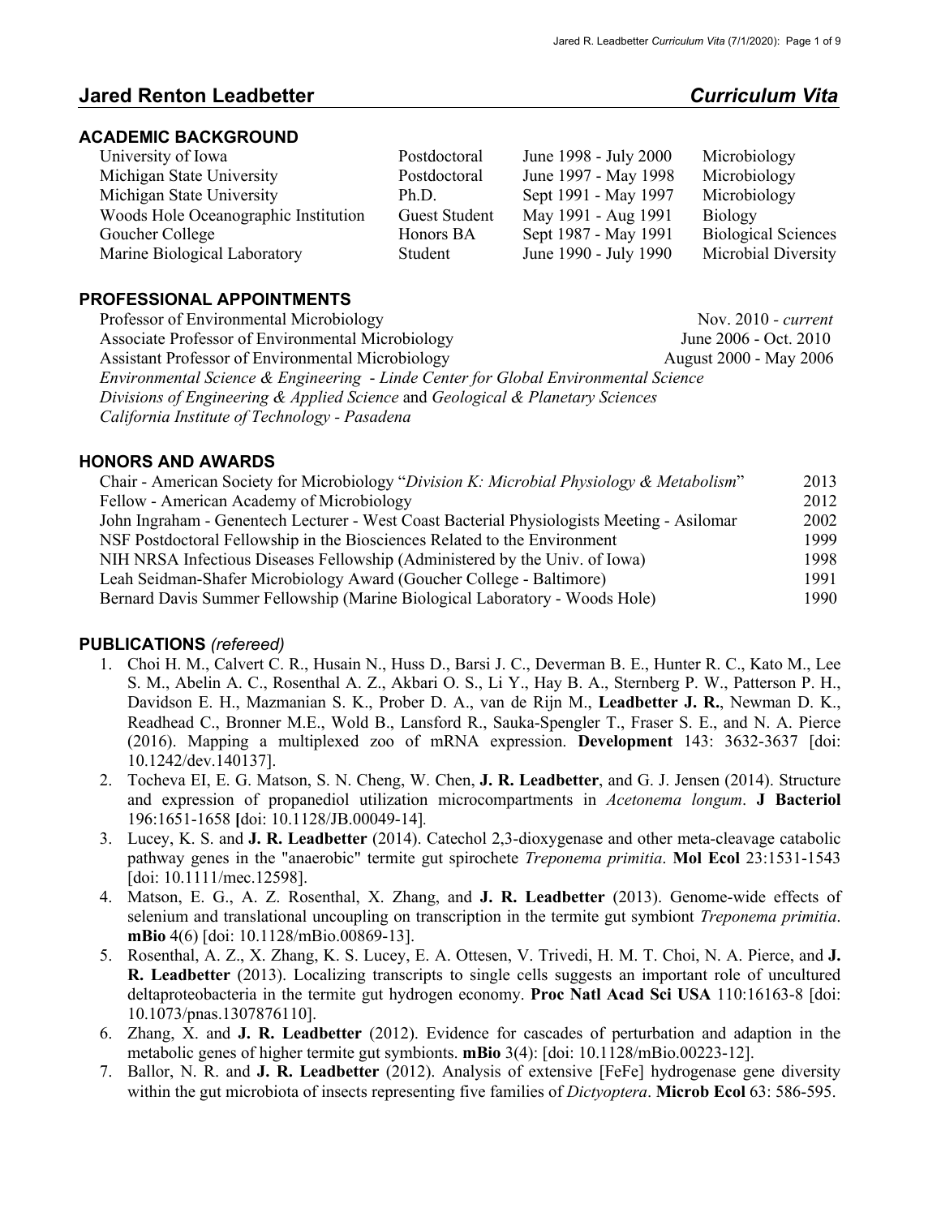# Jared Renton Leadbetter *Curriculum Vita*

## ACADEMIC BACKGROUND

| | | | |
|---|---|---|---|
| University of Iowa | Postdoctoral | June 1998 - July 2000 | Microbiology |
| Michigan State University | Postdoctoral | June 1997 - May 1998 | Microbiology |
| Michigan State University | Ph.D. | Sept 1991 - May 1997 | Microbiology |
| Woods Hole Oceanographic Institution | Guest Student | May 1991 - Aug 1991 | Biology |
| Goucher College | Honors BA | Sept 1987 - May 1991 | Biological Sciences |
| Marine Biological Laboratory | Student | June 1990 - July 1990 | Microbial Diversity |

## PROFESSIONAL APPOINTMENTS

| | |
|---|---|
| Professor of Environmental Microbiology | Nov. 2010 - *current* |
| Associate Professor of Environmental Microbiology | June 2006 - Oct. 2010 |
| Assistant Professor of Environmental Microbiology | August 2000 - May 2006 |

*Environmental Science & Engineering - Linde Center for Global Environmental Science*
*Divisions of Engineering & Applied Science* and *Geological & Planetary Sciences*
*California Institute of Technology - Pasadena*

## HONORS AND AWARDS

| | |
|---|---|
| Chair - American Society for Microbiology "*Division K: Microbial Physiology & Metabolism*" | 2013 |
| Fellow - American Academy of Microbiology | 2012 |
| John Ingraham - Genentech Lecturer - West Coast Bacterial Physiologists Meeting - Asilomar | 2002 |
| NSF Postdoctoral Fellowship in the Biosciences Related to the Environment | 1999 |
| NIH NRSA Infectious Diseases Fellowship (Administered by the Univ. of Iowa) | 1998 |
| Leah Seidman-Shafer Microbiology Award (Goucher College - Baltimore) | 1991 |
| Bernard Davis Summer Fellowship (Marine Biological Laboratory - Woods Hole) | 1990 |

## PUBLICATIONS *(refereed)*

1. Choi H. M., Calvert C. R., Husain N., Huss D., Barsi J. C., Deverman B. E., Hunter R. C., Kato M., Lee S. M., Abelin A. C., Rosenthal A. Z., Akbari O. S., Li Y., Hay B. A., Sternberg P. W., Patterson P. H., Davidson E. H., Mazmanian S. K., Prober D. A., van de Rijn M., **Leadbetter J. R.**, Newman D. K., Readhead C., Bronner M.E., Wold B., Lansford R., Sauka-Spengler T., Fraser S. E., and N. A. Pierce (2016). Mapping a multiplexed zoo of mRNA expression. **Development** 143: 3632-3637 [doi: 10.1242/dev.140137].
2. Tocheva EI, E. G. Matson, S. N. Cheng, W. Chen, **J. R. Leadbetter**, and G. J. Jensen (2014). Structure and expression of propanediol utilization microcompartments in *Acetonema longum*. **J Bacteriol** 196:1651-1658 **[**doi: 10.1128/JB.00049-14].
3. Lucey, K. S. and **J. R. Leadbetter** (2014). Catechol 2,3-dioxygenase and other meta-cleavage catabolic pathway genes in the "anaerobic" termite gut spirochete *Treponema primitia*. **Mol Ecol** 23:1531-1543 [doi: 10.1111/mec.12598].
4. Matson, E. G., A. Z. Rosenthal, X. Zhang, and **J. R. Leadbetter** (2013). Genome-wide effects of selenium and translational uncoupling on transcription in the termite gut symbiont *Treponema primitia*. **mBio** 4(6) [doi: 10.1128/mBio.00869-13].
5. Rosenthal, A. Z., X. Zhang, K. S. Lucey, E. A. Ottesen, V. Trivedi, H. M. T. Choi, N. A. Pierce, and **J. R. Leadbetter** (2013). Localizing transcripts to single cells suggests an important role of uncultured deltaproteobacteria in the termite gut hydrogen economy. **Proc Natl Acad Sci USA** 110:16163-8 [doi: 10.1073/pnas.1307876110].
6. Zhang, X. and **J. R. Leadbetter** (2012). Evidence for cascades of perturbation and adaption in the metabolic genes of higher termite gut symbionts. **mBio** 3(4): [doi: 10.1128/mBio.00223-12].
7. Ballor, N. R. and **J. R. Leadbetter** (2012). Analysis of extensive [FeFe] hydrogenase gene diversity within the gut microbiota of insects representing five families of *Dictyoptera*. **Microb Ecol** 63: 586-595.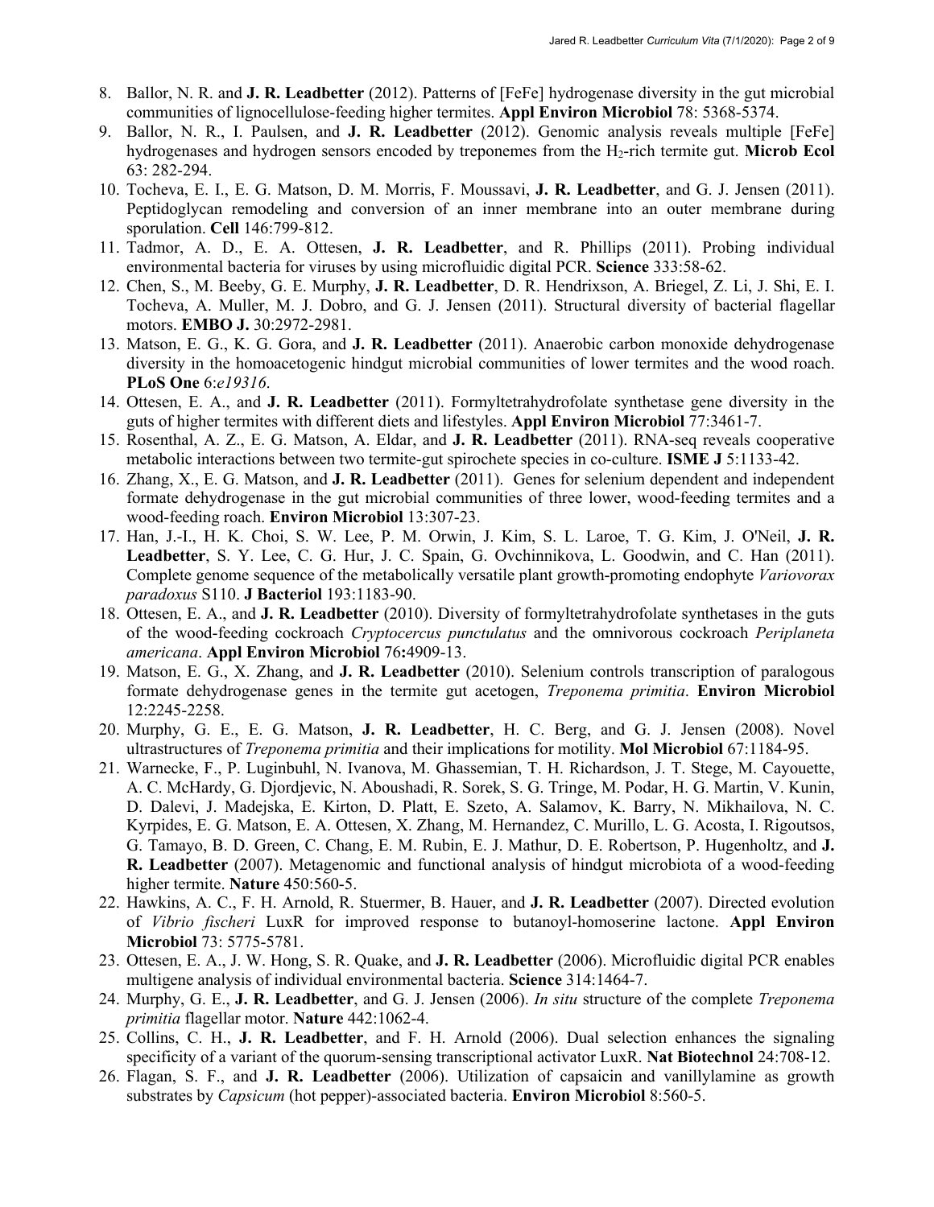8. Ballor, N. R. and **J. R. Leadbetter** (2012). Patterns of [FeFe] hydrogenase diversity in the gut microbial communities of lignocellulose-feeding higher termites. **Appl Environ Microbiol** 78: 5368-5374.
9. Ballor, N. R., I. Paulsen, and **J. R. Leadbetter** (2012). Genomic analysis reveals multiple [FeFe] hydrogenases and hydrogen sensors encoded by treponemes from the $H_2$-rich termite gut. **Microb Ecol** 63: 282-294.
10. Tocheva, E. I., E. G. Matson, D. M. Morris, F. Moussavi, **J. R. Leadbetter**, and G. J. Jensen (2011). Peptidoglycan remodeling and conversion of an inner membrane into an outer membrane during sporulation. **Cell** 146:799-812.
11. Tadmor, A. D., E. A. Ottesen, **J. R. Leadbetter**, and R. Phillips (2011). Probing individual environmental bacteria for viruses by using microfluidic digital PCR. **Science** 333:58-62.
12. Chen, S., M. Beeby, G. E. Murphy, **J. R. Leadbetter**, D. R. Hendrixson, A. Briegel, Z. Li, J. Shi, E. I. Tocheva, A. Muller, M. J. Dobro, and G. J. Jensen (2011). Structural diversity of bacterial flagellar motors. **EMBO J.** 30:2972-2981.
13. Matson, E. G., K. G. Gora, and **J. R. Leadbetter** (2011). Anaerobic carbon monoxide dehydrogenase diversity in the homoacetogenic hindgut microbial communities of lower termites and the wood roach. **PLoS One** 6:*e19316*.
14. Ottesen, E. A., and **J. R. Leadbetter** (2011). Formyltetrahydrofolate synthetase gene diversity in the guts of higher termites with different diets and lifestyles. **Appl Environ Microbiol** 77:3461-7.
15. Rosenthal, A. Z., E. G. Matson, A. Eldar, and **J. R. Leadbetter** (2011). RNA-seq reveals cooperative metabolic interactions between two termite-gut spirochete species in co-culture. **ISME J** 5:1133-42.
16. Zhang, X., E. G. Matson, and **J. R. Leadbetter** (2011). Genes for selenium dependent and independent formate dehydrogenase in the gut microbial communities of three lower, wood-feeding termites and a wood-feeding roach. **Environ Microbiol** 13:307-23.
17. Han, J.-I., H. K. Choi, S. W. Lee, P. M. Orwin, J. Kim, S. L. Laroe, T. G. Kim, J. O'Neil, **J. R. Leadbetter**, S. Y. Lee, C. G. Hur, J. C. Spain, G. Ovchinnikova, L. Goodwin, and C. Han (2011). Complete genome sequence of the metabolically versatile plant growth-promoting endophyte *Variovorax paradoxus* S110. **J Bacteriol** 193:1183-90.
18. Ottesen, E. A., and **J. R. Leadbetter** (2010). Diversity of formyltetrahydrofolate synthetases in the guts of the wood-feeding cockroach *Cryptocercus punctulatus* and the omnivorous cockroach *Periplaneta americana*. **Appl Environ Microbiol** 76**:**4909-13.
19. Matson, E. G., X. Zhang, and **J. R. Leadbetter** (2010). Selenium controls transcription of paralogous formate dehydrogenase genes in the termite gut acetogen, *Treponema primitia*. **Environ Microbiol** 12:2245-2258.
20. Murphy, G. E., E. G. Matson, **J. R. Leadbetter**, H. C. Berg, and G. J. Jensen (2008). Novel ultrastructures of *Treponema primitia* and their implications for motility. **Mol Microbiol** 67:1184-95.
21. Warnecke, F., P. Luginbuhl, N. Ivanova, M. Ghassemian, T. H. Richardson, J. T. Stege, M. Cayouette, A. C. McHardy, G. Djordjevic, N. Aboushadi, R. Sorek, S. G. Tringe, M. Podar, H. G. Martin, V. Kunin, D. Dalevi, J. Madejska, E. Kirton, D. Platt, E. Szeto, A. Salamov, K. Barry, N. Mikhailova, N. C. Kyrpides, E. G. Matson, E. A. Ottesen, X. Zhang, M. Hernandez, C. Murillo, L. G. Acosta, I. Rigoutsos, G. Tamayo, B. D. Green, C. Chang, E. M. Rubin, E. J. Mathur, D. E. Robertson, P. Hugenholtz, and **J. R. Leadbetter** (2007). Metagenomic and functional analysis of hindgut microbiota of a wood-feeding higher termite. **Nature** 450:560-5.
22. Hawkins, A. C., F. H. Arnold, R. Stuermer, B. Hauer, and **J. R. Leadbetter** (2007). Directed evolution of *Vibrio fischeri* LuxR for improved response to butanoyl-homoserine lactone. **Appl Environ Microbiol** 73: 5775-5781.
23. Ottesen, E. A., J. W. Hong, S. R. Quake, and **J. R. Leadbetter** (2006). Microfluidic digital PCR enables multigene analysis of individual environmental bacteria. **Science** 314:1464-7.
24. Murphy, G. E., **J. R. Leadbetter**, and G. J. Jensen (2006). *In situ* structure of the complete *Treponema primitia* flagellar motor. **Nature** 442:1062-4.
25. Collins, C. H., **J. R. Leadbetter**, and F. H. Arnold (2006). Dual selection enhances the signaling specificity of a variant of the quorum-sensing transcriptional activator LuxR. **Nat Biotechnol** 24:708-12.
26. Flagan, S. F., and **J. R. Leadbetter** (2006). Utilization of capsaicin and vanillylamine as growth substrates by *Capsicum* (hot pepper)-associated bacteria. **Environ Microbiol** 8:560-5.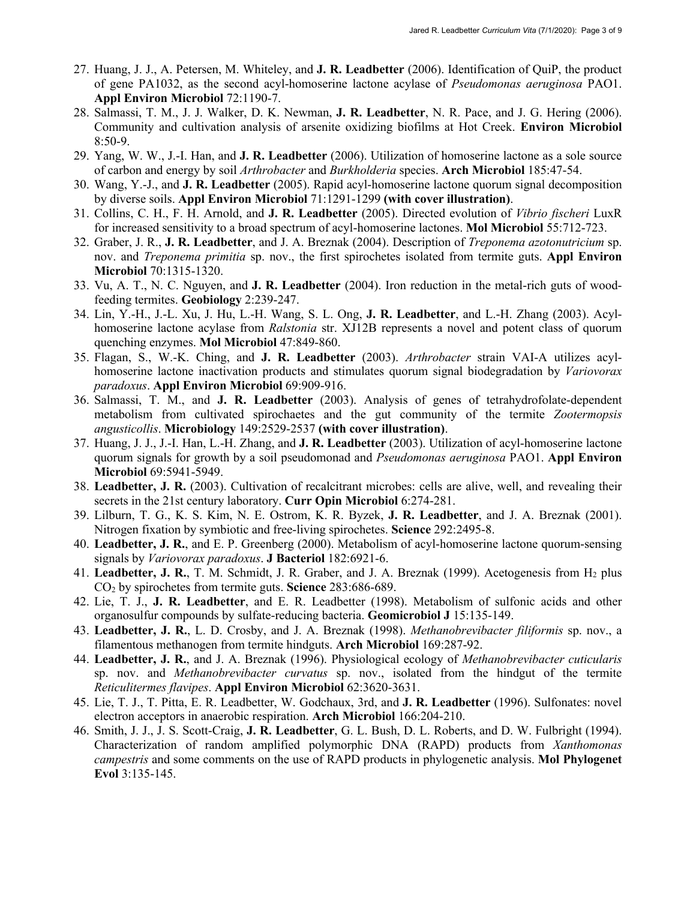27. Huang, J. J., A. Petersen, M. Whiteley, and **J. R. Leadbetter** (2006). Identification of QuiP, the product of gene PA1032, as the second acyl-homoserine lactone acylase of *Pseudomonas aeruginosa* PAO1. **Appl Environ Microbiol** 72:1190-7.
28. Salmassi, T. M., J. J. Walker, D. K. Newman, **J. R. Leadbetter**, N. R. Pace, and J. G. Hering (2006). Community and cultivation analysis of arsenite oxidizing biofilms at Hot Creek. **Environ Microbiol** 8:50-9.
29. Yang, W. W., J.-I. Han, and **J. R. Leadbetter** (2006). Utilization of homoserine lactone as a sole source of carbon and energy by soil *Arthrobacter* and *Burkholderia* species. **Arch Microbiol** 185:47-54.
30. Wang, Y.-J., and **J. R. Leadbetter** (2005). Rapid acyl-homoserine lactone quorum signal decomposition by diverse soils. **Appl Environ Microbiol** 71:1291-1299 **(with cover illustration)**.
31. Collins, C. H., F. H. Arnold, and **J. R. Leadbetter** (2005). Directed evolution of *Vibrio fischeri* LuxR for increased sensitivity to a broad spectrum of acyl-homoserine lactones. **Mol Microbiol** 55:712-723.
32. Graber, J. R., **J. R. Leadbetter**, and J. A. Breznak (2004). Description of *Treponema azotonutricium* sp. nov. and *Treponema primitia* sp. nov., the first spirochetes isolated from termite guts. **Appl Environ Microbiol** 70:1315-1320.
33. Vu, A. T., N. C. Nguyen, and **J. R. Leadbetter** (2004). Iron reduction in the metal-rich guts of wood-feeding termites. **Geobiology** 2:239-247.
34. Lin, Y.-H., J.-L. Xu, J. Hu, L.-H. Wang, S. L. Ong, **J. R. Leadbetter**, and L.-H. Zhang (2003). Acyl-homoserine lactone acylase from *Ralstonia* str. XJ12B represents a novel and potent class of quorum quenching enzymes. **Mol Microbiol** 47:849-860.
35. Flagan, S., W.-K. Ching, and **J. R. Leadbetter** (2003). *Arthrobacter* strain VAI-A utilizes acyl-homoserine lactone inactivation products and stimulates quorum signal biodegradation by *Variovorax paradoxus*. **Appl Environ Microbiol** 69:909-916.
36. Salmassi, T. M., and **J. R. Leadbetter** (2003). Analysis of genes of tetrahydrofolate-dependent metabolism from cultivated spirochaetes and the gut community of the termite *Zootermopsis angusticollis*. **Microbiology** 149:2529-2537 **(with cover illustration)**.
37. Huang, J. J., J.-I. Han, L.-H. Zhang, and **J. R. Leadbetter** (2003). Utilization of acyl-homoserine lactone quorum signals for growth by a soil pseudomonad and *Pseudomonas aeruginosa* PAO1. **Appl Environ Microbiol** 69:5941-5949.
38. **Leadbetter, J. R.** (2003). Cultivation of recalcitrant microbes: cells are alive, well, and revealing their secrets in the 21st century laboratory. **Curr Opin Microbiol** 6:274-281.
39. Lilburn, T. G., K. S. Kim, N. E. Ostrom, K. R. Byzek, **J. R. Leadbetter**, and J. A. Breznak (2001). Nitrogen fixation by symbiotic and free-living spirochetes. **Science** 292:2495-8.
40. **Leadbetter, J. R.**, and E. P. Greenberg (2000). Metabolism of acyl-homoserine lactone quorum-sensing signals by *Variovorax paradoxus*. **J Bacteriol** 182:6921-6.
41. **Leadbetter, J. R.**, T. M. Schmidt, J. R. Graber, and J. A. Breznak (1999). Acetogenesis from $H_2$ plus $CO_2$ by spirochetes from termite guts. **Science** 283:686-689.
42. Lie, T. J., **J. R. Leadbetter**, and E. R. Leadbetter (1998). Metabolism of sulfonic acids and other organosulfur compounds by sulfate-reducing bacteria. **Geomicrobiol J** 15:135-149.
43. **Leadbetter, J. R.**, L. D. Crosby, and J. A. Breznak (1998). *Methanobrevibacter filiformis* sp. nov., a filamentous methanogen from termite hindguts. **Arch Microbiol** 169:287-92.
44. **Leadbetter, J. R.**, and J. A. Breznak (1996). Physiological ecology of *Methanobrevibacter cuticularis* sp. nov. and *Methanobrevibacter curvatus* sp. nov., isolated from the hindgut of the termite *Reticulitermes flavipes*. **Appl Environ Microbiol** 62:3620-3631.
45. Lie, T. J., T. Pitta, E. R. Leadbetter, W. Godchaux, 3rd, and **J. R. Leadbetter** (1996). Sulfonates: novel electron acceptors in anaerobic respiration. **Arch Microbiol** 166:204-210.
46. Smith, J. J., J. S. Scott-Craig, **J. R. Leadbetter**, G. L. Bush, D. L. Roberts, and D. W. Fulbright (1994). Characterization of random amplified polymorphic DNA (RAPD) products from *Xanthomonas campestris* and some comments on the use of RAPD products in phylogenetic analysis. **Mol Phylogenet Evol** 3:135-145.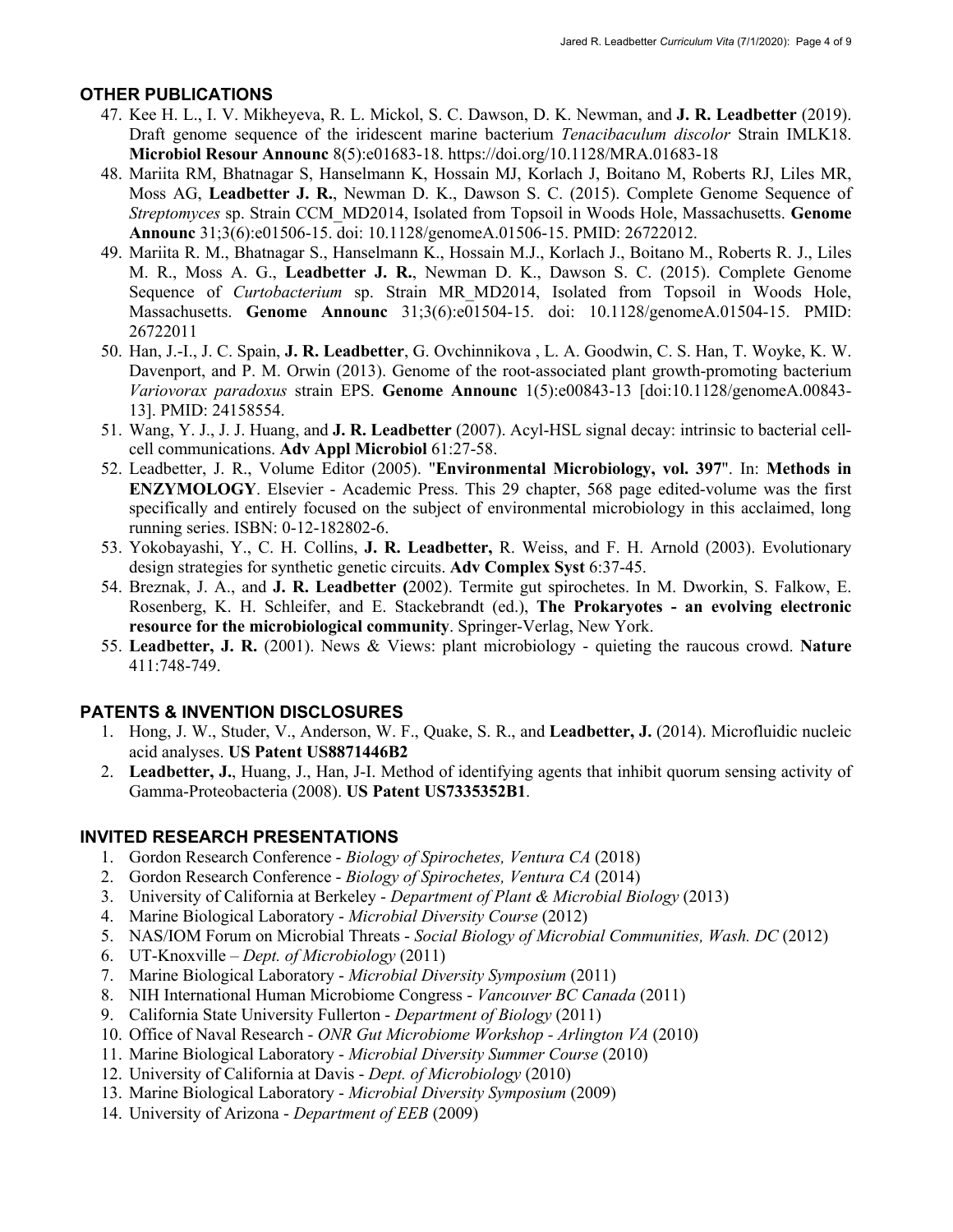## OTHER PUBLICATIONS

47. Kee H. L., I. V. Mikheyeva, R. L. Mickol, S. C. Dawson, D. K. Newman, and **J. R. Leadbetter** (2019). Draft genome sequence of the iridescent marine bacterium *Tenacibaculum discolor* Strain IMLK18. **Microbiol Resour Announc** 8(5):e01683-18. https://doi.org/10.1128/MRA.01683-18
48. Mariita RM, Bhatnagar S, Hanselmann K, Hossain MJ, Korlach J, Boitano M, Roberts RJ, Liles MR, Moss AG, **Leadbetter J. R.**, Newman D. K., Dawson S. C. (2015). Complete Genome Sequence of *Streptomyces* sp. Strain CCM_MD2014, Isolated from Topsoil in Woods Hole, Massachusetts. **Genome Announc** 31;3(6):e01506-15. doi: 10.1128/genomeA.01506-15. PMID: 26722012.
49. Mariita R. M., Bhatnagar S., Hanselmann K., Hossain M.J., Korlach J., Boitano M., Roberts R. J., Liles M. R., Moss A. G., **Leadbetter J. R.**, Newman D. K., Dawson S. C. (2015). Complete Genome Sequence of *Curtobacterium* sp. Strain MR_MD2014, Isolated from Topsoil in Woods Hole, Massachusetts. **Genome Announc** 31;3(6):e01504-15. doi: 10.1128/genomeA.01504-15. PMID: 26722011
50. Han, J.-I., J. C. Spain, **J. R. Leadbetter**, G. Ovchinnikova , L. A. Goodwin, C. S. Han, T. Woyke, K. W. Davenport, and P. M. Orwin (2013). Genome of the root-associated plant growth-promoting bacterium *Variovorax paradoxus* strain EPS. **Genome Announc** 1(5):e00843-13 [doi:10.1128/genomeA.00843-13]. PMID: 24158554.
51. Wang, Y. J., J. J. Huang, and **J. R. Leadbetter** (2007). Acyl-HSL signal decay: intrinsic to bacterial cell-cell communications. **Adv Appl Microbiol** 61:27-58.
52. Leadbetter, J. R., Volume Editor (2005). "**Environmental Microbiology, vol. 397**". In: **Methods in ENZYMOLOGY**. Elsevier - Academic Press. This 29 chapter, 568 page edited-volume was the first specifically and entirely focused on the subject of environmental microbiology in this acclaimed, long running series. ISBN: 0-12-182802-6.
53. Yokobayashi, Y., C. H. Collins, **J. R. Leadbetter,** R. Weiss, and F. H. Arnold (2003). Evolutionary design strategies for synthetic genetic circuits. **Adv Complex Syst** 6:37-45.
54. Breznak, J. A., and **J. R. Leadbetter (**2002). Termite gut spirochetes. In M. Dworkin, S. Falkow, E. Rosenberg, K. H. Schleifer, and E. Stackebrandt (ed.), **The Prokaryotes - an evolving electronic resource for the microbiological community**. Springer-Verlag, New York.
55. **Leadbetter, J. R.** (2001). News & Views: plant microbiology - quieting the raucous crowd. **Nature** 411:748-749.

## PATENTS & INVENTION DISCLOSURES

1. Hong, J. W., Studer, V., Anderson, W. F., Quake, S. R., and **Leadbetter, J.** (2014). Microfluidic nucleic acid analyses. **US Patent US8871446B2**
2. **Leadbetter, J.**, Huang, J., Han, J-I. Method of identifying agents that inhibit quorum sensing activity of Gamma-Proteobacteria (2008). **US Patent US7335352B1**.

## INVITED RESEARCH PRESENTATIONS

1. Gordon Research Conference - *Biology of Spirochetes, Ventura CA* (2018)
2. Gordon Research Conference - *Biology of Spirochetes, Ventura CA* (2014)
3. University of California at Berkeley - *Department of Plant & Microbial Biology* (2013)
4. Marine Biological Laboratory - *Microbial Diversity Course* (2012)
5. NAS/IOM Forum on Microbial Threats - *Social Biology of Microbial Communities, Wash. DC* (2012)
6. UT-Knoxville – *Dept. of Microbiology* (2011)
7. Marine Biological Laboratory - *Microbial Diversity Symposium* (2011)
8. NIH International Human Microbiome Congress - *Vancouver BC Canada* (2011)
9. California State University Fullerton - *Department of Biology* (2011)
10. Office of Naval Research - *ONR Gut Microbiome Workshop - Arlington VA* (2010)
11. Marine Biological Laboratory - *Microbial Diversity Summer Course* (2010)
12. University of California at Davis - *Dept. of Microbiology* (2010)
13. Marine Biological Laboratory - *Microbial Diversity Symposium* (2009)
14. University of Arizona - *Department of EEB* (2009)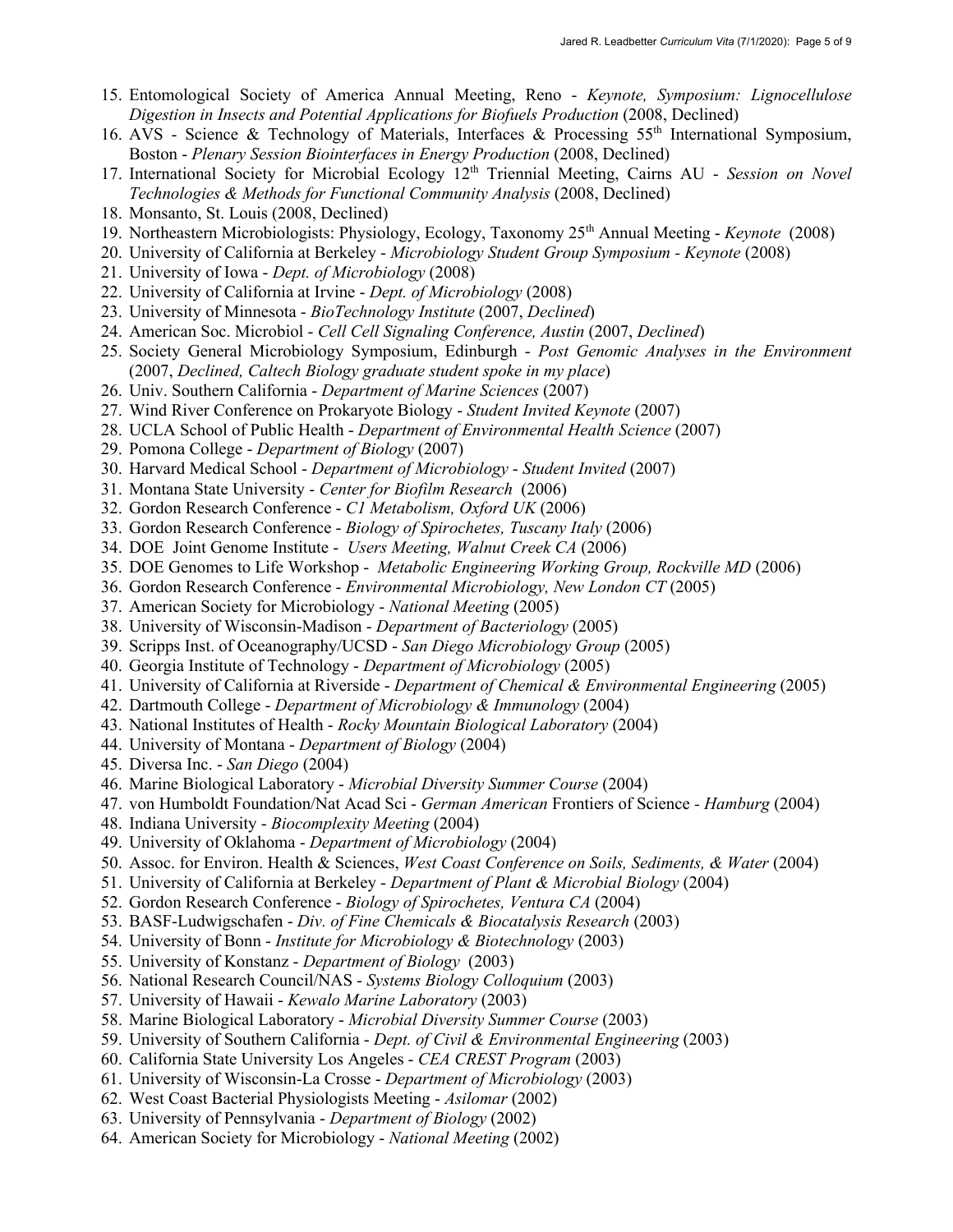15. Entomological Society of America Annual Meeting, Reno - *Keynote, Symposium: Lignocellulose Digestion in Insects and Potential Applications for Biofuels Production* (2008, Declined)
16. AVS - Science & Technology of Materials, Interfaces & Processing 55th International Symposium, Boston - *Plenary Session Biointerfaces in Energy Production* (2008, Declined)
17. International Society for Microbial Ecology 12th Triennial Meeting, Cairns AU - *Session on Novel Technologies & Methods for Functional Community Analysis* (2008, Declined)
18. Monsanto, St. Louis (2008, Declined)
19. Northeastern Microbiologists: Physiology, Ecology, Taxonomy 25th Annual Meeting - *Keynote* (2008)
20. University of California at Berkeley - *Microbiology Student Group Symposium - Keynote* (2008)
21. University of Iowa - *Dept. of Microbiology* (2008)
22. University of California at Irvine - *Dept. of Microbiology* (2008)
23. University of Minnesota - *BioTechnology Institute* (2007, *Declined*)
24. American Soc. Microbiol - *Cell Cell Signaling Conference, Austin* (2007, *Declined*)
25. Society General Microbiology Symposium, Edinburgh - *Post Genomic Analyses in the Environment* (2007, *Declined, Caltech Biology graduate student spoke in my place*)
26. Univ. Southern California - *Department of Marine Sciences* (2007)
27. Wind River Conference on Prokaryote Biology - *Student Invited Keynote* (2007)
28. UCLA School of Public Health - *Department of Environmental Health Science* (2007)
29. Pomona College - *Department of Biology* (2007)
30. Harvard Medical School - *Department of Microbiology* - *Student Invited* (2007)
31. Montana State University - *Center for Biofilm Research* (2006)
32. Gordon Research Conference - *C1 Metabolism, Oxford UK* (2006)
33. Gordon Research Conference - *Biology of Spirochetes, Tuscany Italy* (2006)
34. DOE Joint Genome Institute - *Users Meeting, Walnut Creek CA* (2006)
35. DOE Genomes to Life Workshop - *Metabolic Engineering Working Group, Rockville MD* (2006)
36. Gordon Research Conference - *Environmental Microbiology, New London CT* (2005)
37. American Society for Microbiology - *National Meeting* (2005)
38. University of Wisconsin-Madison - *Department of Bacteriology* (2005)
39. Scripps Inst. of Oceanography/UCSD - *San Diego Microbiology Group* (2005)
40. Georgia Institute of Technology - *Department of Microbiology* (2005)
41. University of California at Riverside - *Department of Chemical & Environmental Engineering* (2005)
42. Dartmouth College - *Department of Microbiology & Immunology* (2004)
43. National Institutes of Health - *Rocky Mountain Biological Laboratory* (2004)
44. University of Montana - *Department of Biology* (2004)
45. Diversa Inc. - *San Diego* (2004)
46. Marine Biological Laboratory - *Microbial Diversity Summer Course* (2004)
47. von Humboldt Foundation/Nat Acad Sci - *German American* Frontiers of Science - *Hamburg* (2004)
48. Indiana University - *Biocomplexity Meeting* (2004)
49. University of Oklahoma - *Department of Microbiology* (2004)
50. Assoc. for Environ. Health & Sciences, *West Coast Conference on Soils, Sediments, & Water* (2004)
51. University of California at Berkeley - *Department of Plant & Microbial Biology* (2004)
52. Gordon Research Conference - *Biology of Spirochetes, Ventura CA* (2004)
53. BASF-Ludwigschafen - *Div. of Fine Chemicals & Biocatalysis Research* (2003)
54. University of Bonn - *Institute for Microbiology & Biotechnology* (2003)
55. University of Konstanz - *Department of Biology* (2003)
56. National Research Council/NAS - *Systems Biology Colloquium* (2003)
57. University of Hawaii - *Kewalo Marine Laboratory* (2003)
58. Marine Biological Laboratory - *Microbial Diversity Summer Course* (2003)
59. University of Southern California - *Dept. of Civil & Environmental Engineering* (2003)
60. California State University Los Angeles - *CEA CREST Program* (2003)
61. University of Wisconsin-La Crosse - *Department of Microbiology* (2003)
62. West Coast Bacterial Physiologists Meeting - *Asilomar* (2002)
63. University of Pennsylvania - *Department of Biology* (2002)
64. American Society for Microbiology - *National Meeting* (2002)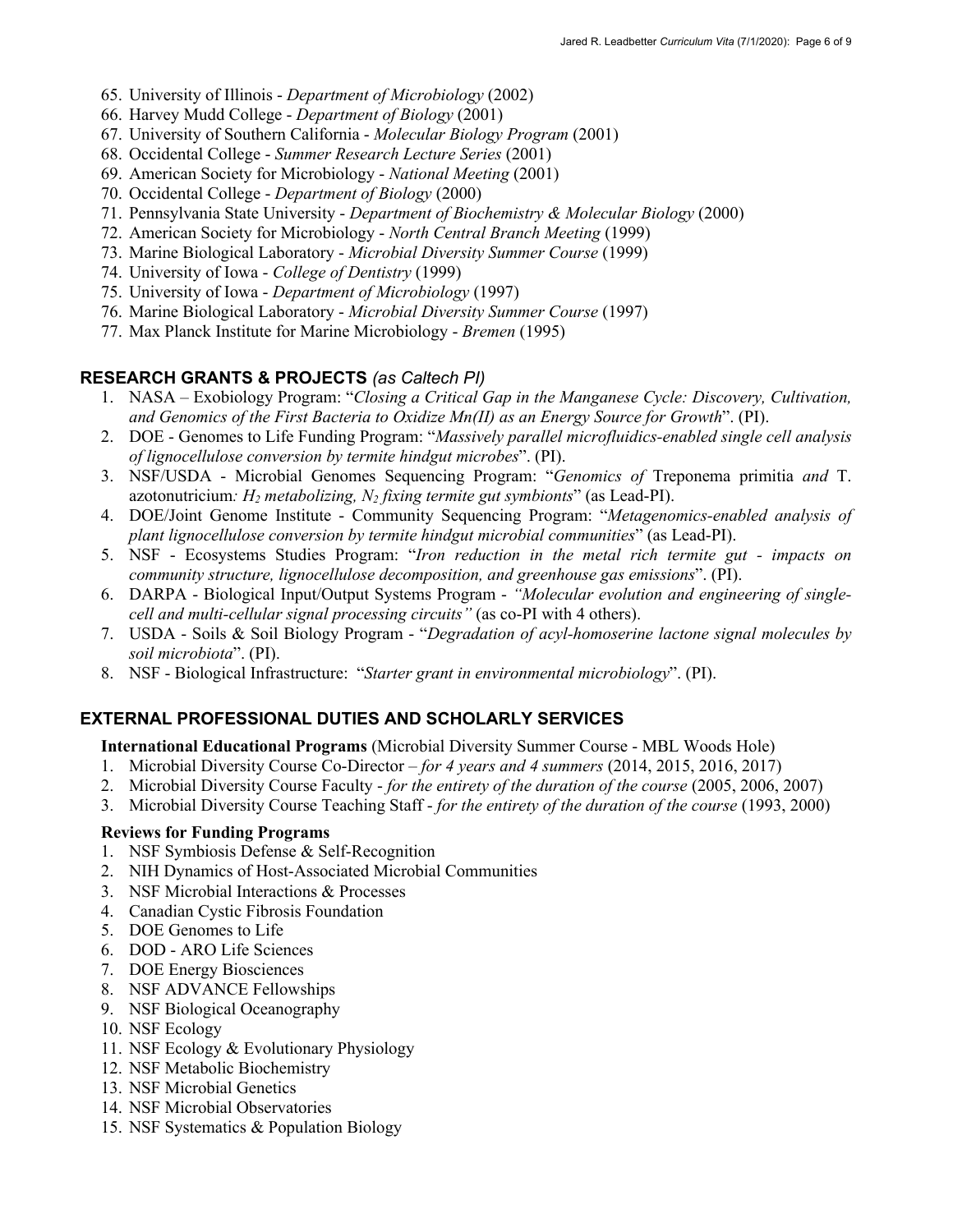65. University of Illinois - *Department of Microbiology* (2002)
66. Harvey Mudd College - *Department of Biology* (2001)
67. University of Southern California - *Molecular Biology Program* (2001)
68. Occidental College - *Summer Research Lecture Series* (2001)
69. American Society for Microbiology - *National Meeting* (2001)
70. Occidental College - *Department of Biology* (2000)
71. Pennsylvania State University - *Department of Biochemistry & Molecular Biology* (2000)
72. American Society for Microbiology - *North Central Branch Meeting* (1999)
73. Marine Biological Laboratory - *Microbial Diversity Summer Course* (1999)
74. University of Iowa - *College of Dentistry* (1999)
75. University of Iowa - *Department of Microbiology* (1997)
76. Marine Biological Laboratory - *Microbial Diversity Summer Course* (1997)
77. Max Planck Institute for Marine Microbiology - *Bremen* (1995)

## RESEARCH GRANTS & PROJECTS *(as Caltech PI)*

1. NASA – Exobiology Program: "*Closing a Critical Gap in the Manganese Cycle: Discovery, Cultivation, and Genomics of the First Bacteria to Oxidize Mn(II) as an Energy Source for Growth*". (PI).
2. DOE - Genomes to Life Funding Program: "*Massively parallel microfluidics-enabled single cell analysis of lignocellulose conversion by termite hindgut microbes*". (PI).
3. NSF/USDA - Microbial Genomes Sequencing Program: "*Genomics of* Treponema primitia *and* T. azotonutricium*: $H_2$ metabolizing, $N_2$ fixing termite gut symbionts*" (as Lead-PI).
4. DOE/Joint Genome Institute - Community Sequencing Program: "*Metagenomics-enabled analysis of plant lignocellulose conversion by termite hindgut microbial communities*" (as Lead-PI).
5. NSF - Ecosystems Studies Program: "*Iron reduction in the metal rich termite gut - impacts on community structure, lignocellulose decomposition, and greenhouse gas emissions*". (PI).
6. DARPA - Biological Input/Output Systems Program - *"Molecular evolution and engineering of single-cell and multi-cellular signal processing circuits"* (as co-PI with 4 others).
7. USDA - Soils & Soil Biology Program - "*Degradation of acyl-homoserine lactone signal molecules by soil microbiota*". (PI).
8. NSF - Biological Infrastructure: "*Starter grant in environmental microbiology*". (PI).

## EXTERNAL PROFESSIONAL DUTIES AND SCHOLARLY SERVICES

**International Educational Programs** (Microbial Diversity Summer Course - MBL Woods Hole)

1. Microbial Diversity Course Co-Director – *for 4 years and 4 summers* (2014, 2015, 2016, 2017)
2. Microbial Diversity Course Faculty - *for the entirety of the duration of the course* (2005, 2006, 2007)
3. Microbial Diversity Course Teaching Staff - *for the entirety of the duration of the course* (1993, 2000)

**Reviews for Funding Programs**

1. NSF Symbiosis Defense & Self-Recognition
2. NIH Dynamics of Host-Associated Microbial Communities
3. NSF Microbial Interactions & Processes
4. Canadian Cystic Fibrosis Foundation
5. DOE Genomes to Life
6. DOD - ARO Life Sciences
7. DOE Energy Biosciences
8. NSF ADVANCE Fellowships
9. NSF Biological Oceanography
10. NSF Ecology
11. NSF Ecology & Evolutionary Physiology
12. NSF Metabolic Biochemistry
13. NSF Microbial Genetics
14. NSF Microbial Observatories
15. NSF Systematics & Population Biology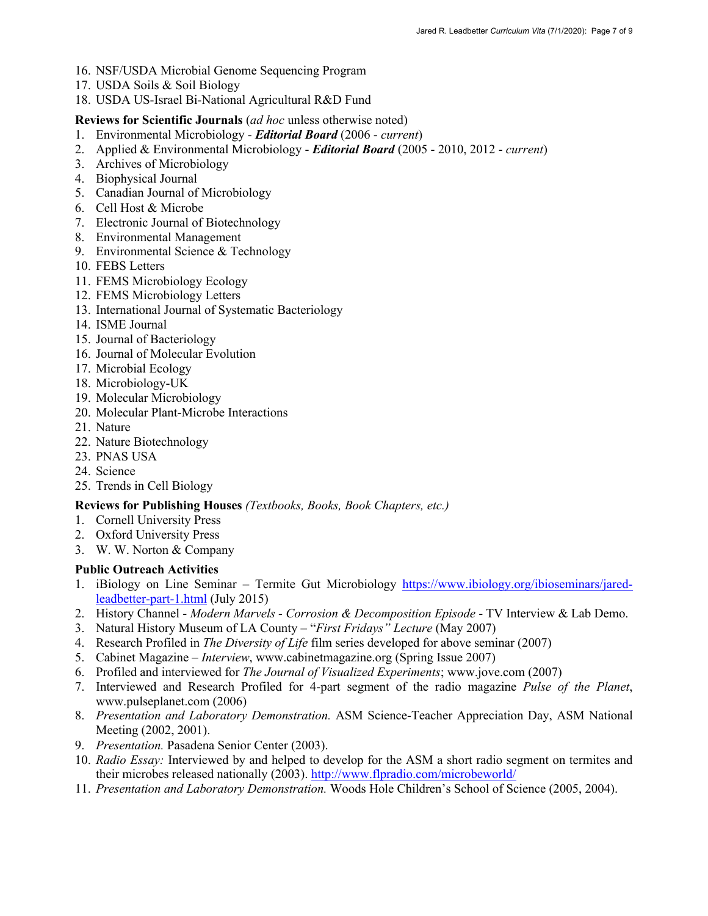16. NSF/USDA Microbial Genome Sequencing Program
17. USDA Soils & Soil Biology
18. USDA US-Israel Bi-National Agricultural R&D Fund

**Reviews for Scientific Journals** (*ad hoc* unless otherwise noted)

1. Environmental Microbiology - ***Editorial Board*** (2006 - *current*)
2. Applied & Environmental Microbiology - ***Editorial Board*** (2005 - 2010, 2012 - *current*)
3. Archives of Microbiology
4. Biophysical Journal
5. Canadian Journal of Microbiology
6. Cell Host & Microbe
7. Electronic Journal of Biotechnology
8. Environmental Management
9. Environmental Science & Technology
10. FEBS Letters
11. FEMS Microbiology Ecology
12. FEMS Microbiology Letters
13. International Journal of Systematic Bacteriology
14. ISME Journal
15. Journal of Bacteriology
16. Journal of Molecular Evolution
17. Microbial Ecology
18. Microbiology-UK
19. Molecular Microbiology
20. Molecular Plant-Microbe Interactions
21. Nature
22. Nature Biotechnology
23. PNAS USA
24. Science
25. Trends in Cell Biology

**Reviews for Publishing Houses** *(Textbooks, Books, Book Chapters, etc.)*

1. Cornell University Press
2. Oxford University Press
3. W. W. Norton & Company

**Public Outreach Activities**

1. iBiology on Line Seminar – Termite Gut Microbiology https://www.ibiology.org/ibioseminars/jared-leadbetter-part-1.html (July 2015)
2. History Channel - *Modern Marvels - Corrosion & Decomposition Episode* - TV Interview & Lab Demo.
3. Natural History Museum of LA County – "*First Fridays" Lecture* (May 2007)
4. Research Profiled in *The Diversity of Life* film series developed for above seminar (2007)
5. Cabinet Magazine – *Interview*, www.cabinetmagazine.org (Spring Issue 2007)
6. Profiled and interviewed for *The Journal of Visualized Experiments*; www.jove.com (2007)
7. Interviewed and Research Profiled for 4-part segment of the radio magazine *Pulse of the Planet*, www.pulseplanet.com (2006)
8. *Presentation and Laboratory Demonstration.* ASM Science-Teacher Appreciation Day, ASM National Meeting (2002, 2001).
9. *Presentation.* Pasadena Senior Center (2003).
10. *Radio Essay:* Interviewed by and helped to develop for the ASM a short radio segment on termites and their microbes released nationally (2003). http://www.flpradio.com/microbeworld/
11. *Presentation and Laboratory Demonstration.* Woods Hole Children's School of Science (2005, 2004).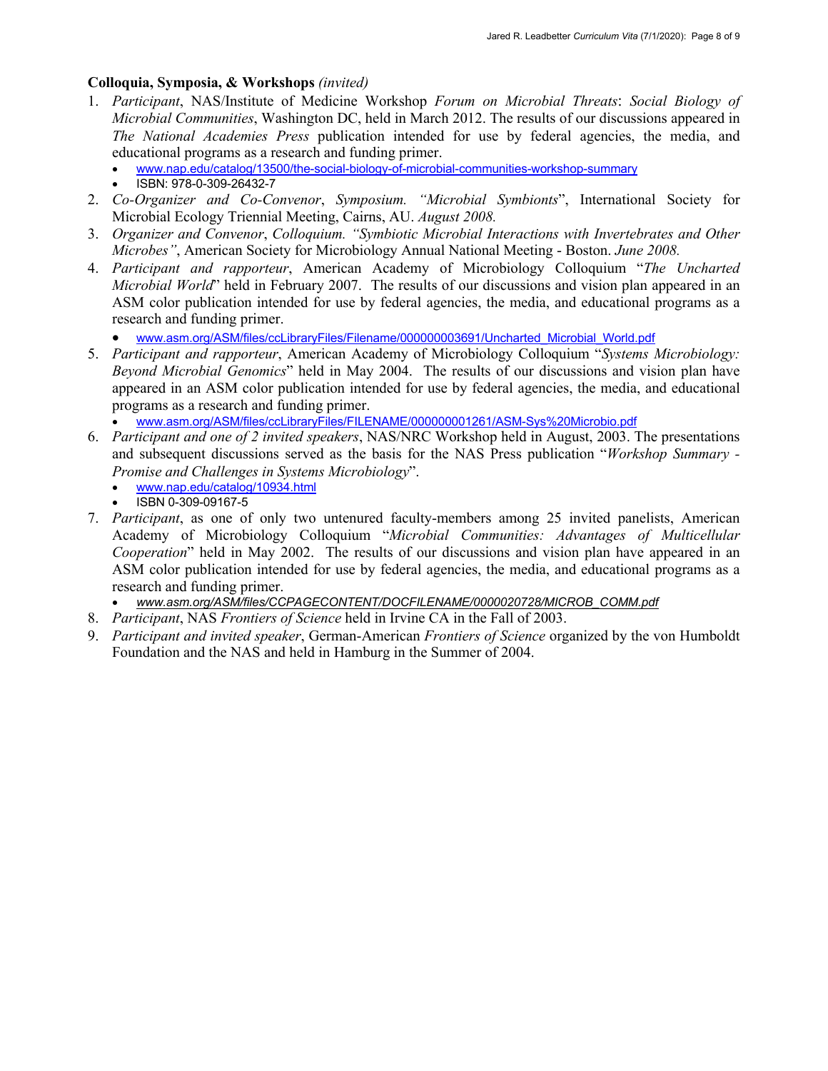**Colloquia, Symposia, & Workshops** *(invited)*

1. *Participant*, NAS/Institute of Medicine Workshop *Forum on Microbial Threats*: *Social Biology of Microbial Communities*, Washington DC, held in March 2012. The results of our discussions appeared in *The National Academies Press* publication intended for use by federal agencies, the media, and educational programs as a research and funding primer.
   - www.nap.edu/catalog/13500/the-social-biology-of-microbial-communities-workshop-summary
   - ISBN: 978-0-309-26432-7
2. *Co-Organizer and Co-Convenor*, *Symposium. "Microbial Symbionts*", International Society for Microbial Ecology Triennial Meeting, Cairns, AU. *August 2008.*
3. *Organizer and Convenor*, *Colloquium. "Symbiotic Microbial Interactions with Invertebrates and Other Microbes"*, American Society for Microbiology Annual National Meeting - Boston. *June 2008.*
4. *Participant and rapporteur*, American Academy of Microbiology Colloquium "*The Uncharted Microbial World*" held in February 2007. The results of our discussions and vision plan appeared in an ASM color publication intended for use by federal agencies, the media, and educational programs as a research and funding primer.
   - www.asm.org/ASM/files/ccLibraryFiles/Filename/000000003691/Uncharted_Microbial_World.pdf
5. *Participant and rapporteur*, American Academy of Microbiology Colloquium "*Systems Microbiology: Beyond Microbial Genomics*" held in May 2004. The results of our discussions and vision plan have appeared in an ASM color publication intended for use by federal agencies, the media, and educational programs as a research and funding primer.
   - www.asm.org/ASM/files/ccLibraryFiles/FILENAME/000000001261/ASM-Sys%20Microbio.pdf
6. *Participant and one of 2 invited speakers*, NAS/NRC Workshop held in August, 2003. The presentations and subsequent discussions served as the basis for the NAS Press publication "*Workshop Summary - Promise and Challenges in Systems Microbiology*".
   - www.nap.edu/catalog/10934.html
   - ISBN 0-309-09167-5
7. *Participant*, as one of only two untenured faculty-members among 25 invited panelists, American Academy of Microbiology Colloquium "*Microbial Communities: Advantages of Multicellular Cooperation*" held in May 2002. The results of our discussions and vision plan have appeared in an ASM color publication intended for use by federal agencies, the media, and educational programs as a research and funding primer.
   - *www.asm.org/ASM/files/CCPAGECONTENT/DOCFILENAME/0000020728/MICROB_COMM.pdf*
8. *Participant*, NAS *Frontiers of Science* held in Irvine CA in the Fall of 2003.
9. *Participant and invited speaker*, German-American *Frontiers of Science* organized by the von Humboldt Foundation and the NAS and held in Hamburg in the Summer of 2004.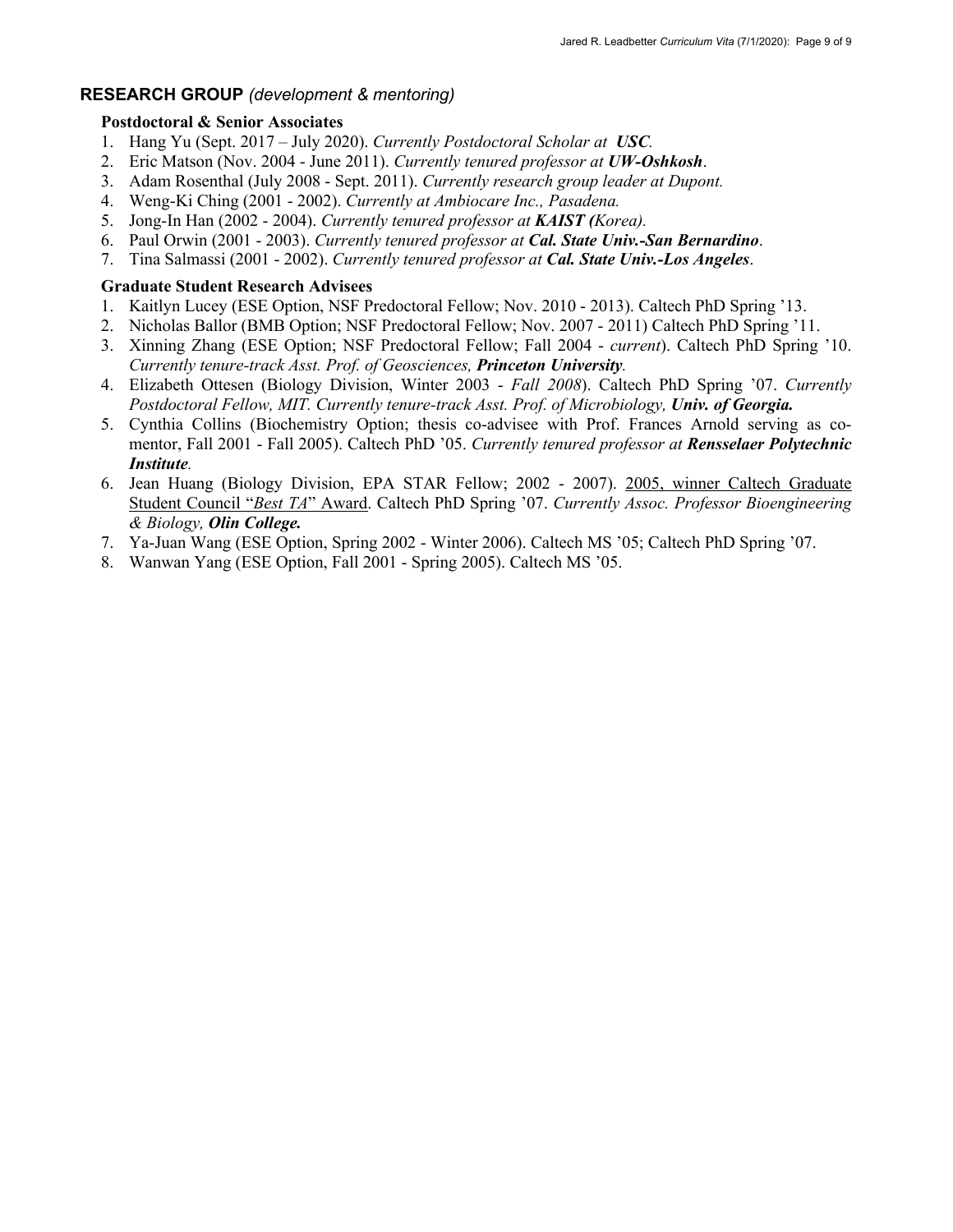## RESEARCH GROUP *(development & mentoring)*

### Postdoctoral & Senior Associates

1. Hang Yu (Sept. 2017 – July 2020). *Currently Postdoctoral Scholar at **USC**.*
2. Eric Matson (Nov. 2004 - June 2011). *Currently tenured professor at **UW-Oshkosh***.
3. Adam Rosenthal (July 2008 - Sept. 2011). *Currently research group leader at Dupont.*
4. Weng-Ki Ching (2001 - 2002). *Currently at Ambiocare Inc., Pasadena.*
5. Jong-In Han (2002 - 2004). *Currently tenured professor at **KAIST (**Korea).*
6. Paul Orwin (2001 - 2003). *Currently tenured professor at **Cal. State Univ.-San Bernardino***.
7. Tina Salmassi (2001 - 2002). *Currently tenured professor at **Cal. State Univ.-Los Angeles***.

### Graduate Student Research Advisees

1. Kaitlyn Lucey (ESE Option, NSF Predoctoral Fellow; Nov. 2010 - 2013). Caltech PhD Spring '13.
2. Nicholas Ballor (BMB Option; NSF Predoctoral Fellow; Nov. 2007 - 2011) Caltech PhD Spring '11.
3. Xinning Zhang (ESE Option; NSF Predoctoral Fellow; Fall 2004 - *current*). Caltech PhD Spring '10. *Currently tenure-track Asst. Prof. of Geosciences, **Princeton University**.*
4. Elizabeth Ottesen (Biology Division, Winter 2003 - *Fall 2008*). Caltech PhD Spring '07. *Currently Postdoctoral Fellow, MIT. Currently tenure-track Asst. Prof. of Microbiology, **Univ. of Georgia.***
5. Cynthia Collins (Biochemistry Option; thesis co-advisee with Prof. Frances Arnold serving as co-mentor, Fall 2001 - Fall 2005). Caltech PhD '05. *Currently tenured professor at **Rensselaer Polytechnic Institute**.*
6. Jean Huang (Biology Division, EPA STAR Fellow; 2002 - 2007). <u>2005, winner Caltech Graduate Student Council "*Best TA*" Award</u>. Caltech PhD Spring '07. *Currently Assoc. Professor Bioengineering & Biology, **Olin College.***
7. Ya-Juan Wang (ESE Option, Spring 2002 - Winter 2006). Caltech MS '05; Caltech PhD Spring '07.
8. Wanwan Yang (ESE Option, Fall 2001 - Spring 2005). Caltech MS '05.